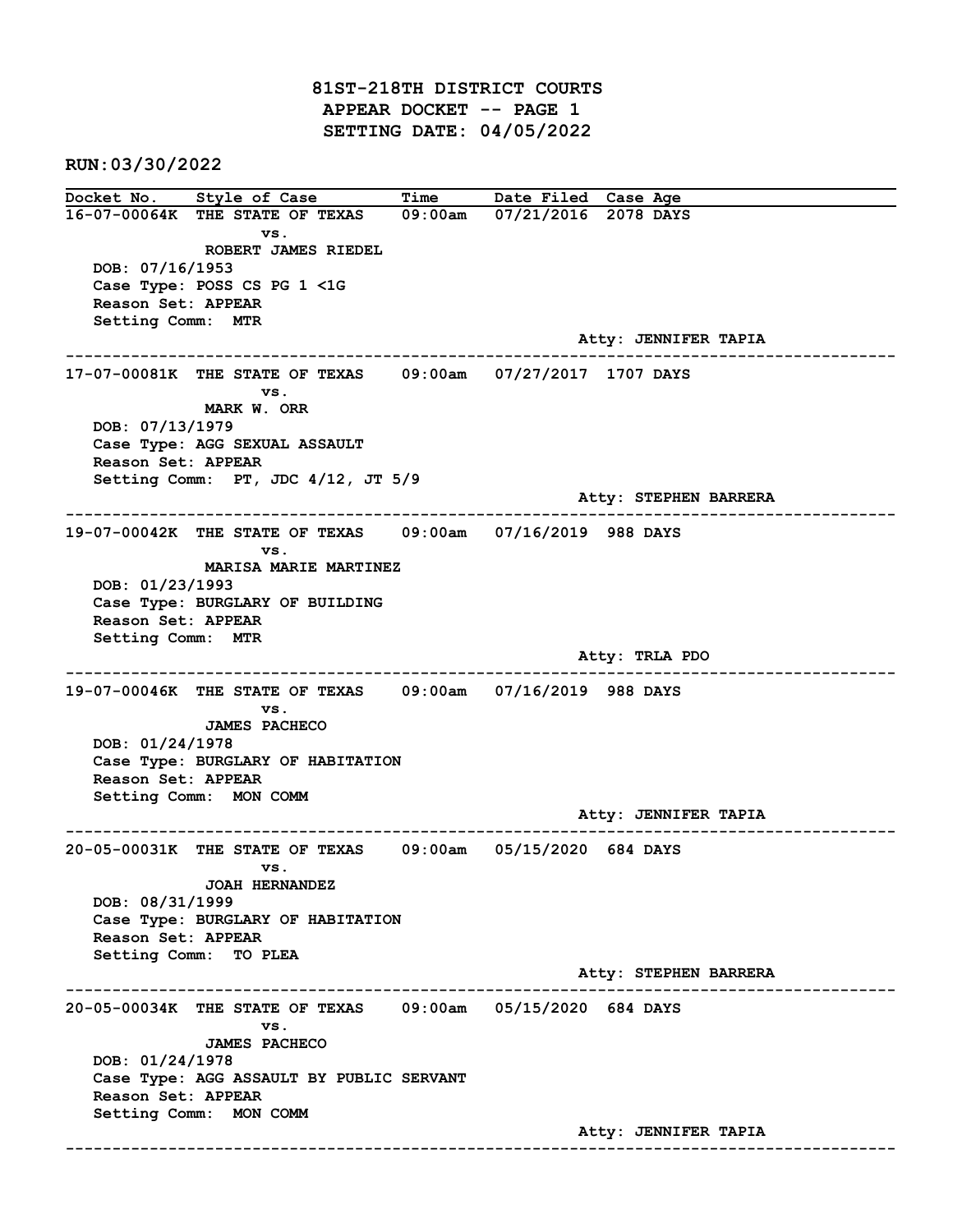# 81ST-218TH DISTRICT COURTS
## APPEAR DOCKET -- PAGE 1
## SETTING DATE: 04/05/2022

**RUN:03/30/2022**

| Docket No. | Style of Case | Time | Date Filed | Case Age |
|---|---|---|---|---|

---

**16-07-00064K** THE STATE OF TEXAS vs. ROBERT JAMES RIEDEL — 09:00am — 07/21/2016 — 2078 DAYS

DOB: 07/16/1953
Case Type: POSS CS PG 1 <1G
Reason Set: APPEAR
Setting Comm: MTR
Atty: JENNIFER TAPIA

---

**17-07-00081K** THE STATE OF TEXAS vs. MARK W. ORR — 09:00am — 07/27/2017 — 1707 DAYS

DOB: 07/13/1979
Case Type: AGG SEXUAL ASSAULT
Reason Set: APPEAR
Setting Comm: PT, JDC 4/12, JT 5/9
Atty: STEPHEN BARRERA

---

**19-07-00042K** THE STATE OF TEXAS vs. MARISA MARIE MARTINEZ — 09:00am — 07/16/2019 — 988 DAYS

DOB: 01/23/1993
Case Type: BURGLARY OF BUILDING
Reason Set: APPEAR
Setting Comm: MTR
Atty: TRLA PDO

---

**19-07-00046K** THE STATE OF TEXAS vs. JAMES PACHECO — 09:00am — 07/16/2019 — 988 DAYS

DOB: 01/24/1978
Case Type: BURGLARY OF HABITATION
Reason Set: APPEAR
Setting Comm: MON COMM
Atty: JENNIFER TAPIA

---

**20-05-00031K** THE STATE OF TEXAS vs. JOAH HERNANDEZ — 09:00am — 05/15/2020 — 684 DAYS

DOB: 08/31/1999
Case Type: BURGLARY OF HABITATION
Reason Set: APPEAR
Setting Comm: TO PLEA
Atty: STEPHEN BARRERA

---

**20-05-00034K** THE STATE OF TEXAS vs. JAMES PACHECO — 09:00am — 05/15/2020 — 684 DAYS

DOB: 01/24/1978
Case Type: AGG ASSAULT BY PUBLIC SERVANT
Reason Set: APPEAR
Setting Comm: MON COMM
Atty: JENNIFER TAPIA

---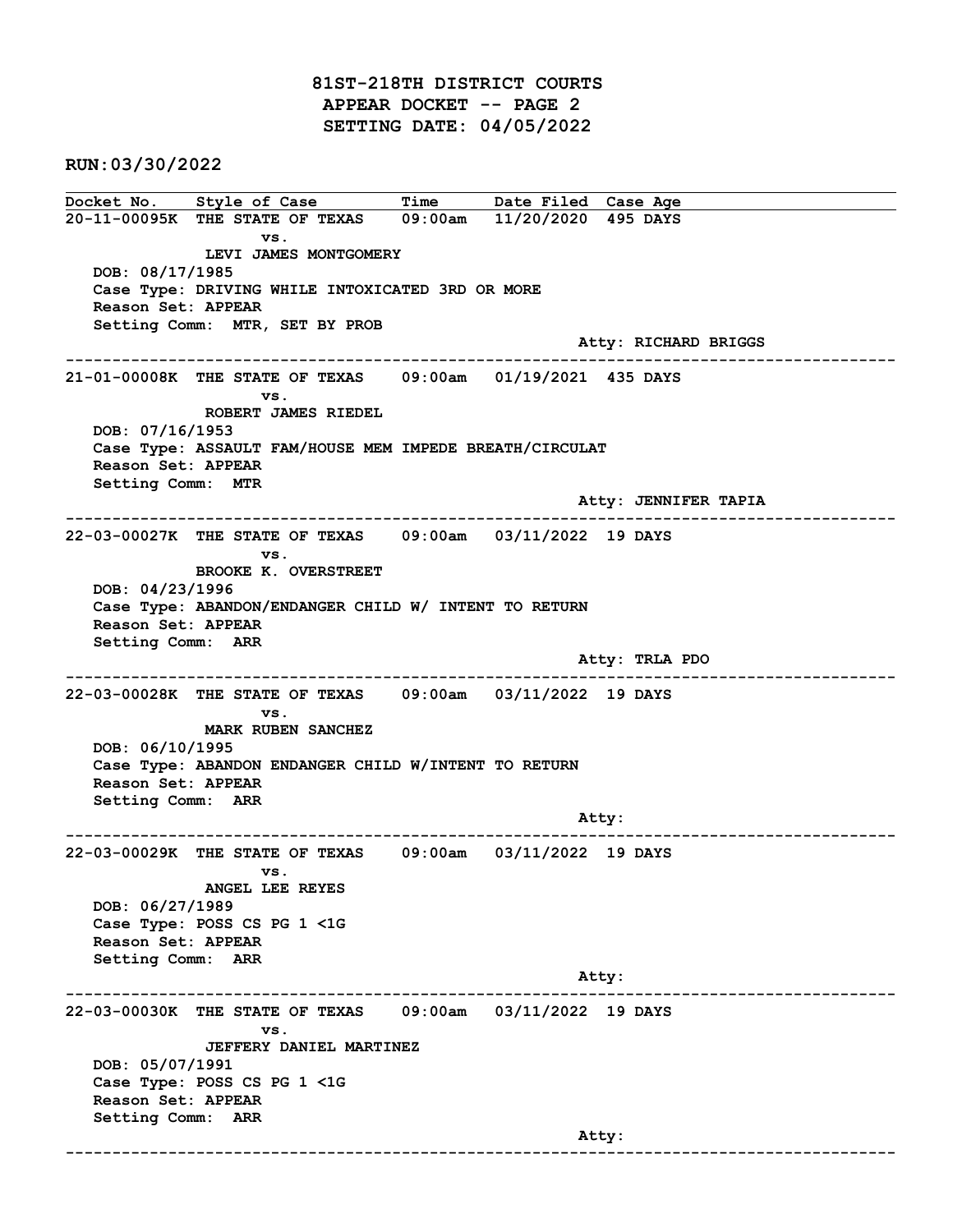# 81ST-218TH DISTRICT COURTS
## APPEAR DOCKET -- PAGE 2
## SETTING DATE: 04/05/2022

**RUN:03/30/2022**

| Docket No. | Style of Case | Time | Date Filed | Case Age |
|---|---|---|---|---|

**20-11-00095K** THE STATE OF TEXAS vs. LEVI JAMES MONTGOMERY — 09:00am — 11/20/2020 — 495 DAYS
DOB: 08/17/1985
Case Type: DRIVING WHILE INTOXICATED 3RD OR MORE
Reason Set: APPEAR
Setting Comm: MTR, SET BY PROB
Atty: RICHARD BRIGGS

---

**21-01-00008K** THE STATE OF TEXAS vs. ROBERT JAMES RIEDEL — 09:00am — 01/19/2021 — 435 DAYS
DOB: 07/16/1953
Case Type: ASSAULT FAM/HOUSE MEM IMPEDE BREATH/CIRCULAT
Reason Set: APPEAR
Setting Comm: MTR
Atty: JENNIFER TAPIA

---

**22-03-00027K** THE STATE OF TEXAS vs. BROOKE K. OVERSTREET — 09:00am — 03/11/2022 — 19 DAYS
DOB: 04/23/1996
Case Type: ABANDON/ENDANGER CHILD W/ INTENT TO RETURN
Reason Set: APPEAR
Setting Comm: ARR
Atty: TRLA PDO

---

**22-03-00028K** THE STATE OF TEXAS vs. MARK RUBEN SANCHEZ — 09:00am — 03/11/2022 — 19 DAYS
DOB: 06/10/1995
Case Type: ABANDON ENDANGER CHILD W/INTENT TO RETURN
Reason Set: APPEAR
Setting Comm: ARR
Atty:

---

**22-03-00029K** THE STATE OF TEXAS vs. ANGEL LEE REYES — 09:00am — 03/11/2022 — 19 DAYS
DOB: 06/27/1989
Case Type: POSS CS PG 1 <1G
Reason Set: APPEAR
Setting Comm: ARR
Atty:

---

**22-03-00030K** THE STATE OF TEXAS vs. JEFFERY DANIEL MARTINEZ — 09:00am — 03/11/2022 — 19 DAYS
DOB: 05/07/1991
Case Type: POSS CS PG 1 <1G
Reason Set: APPEAR
Setting Comm: ARR
Atty:

---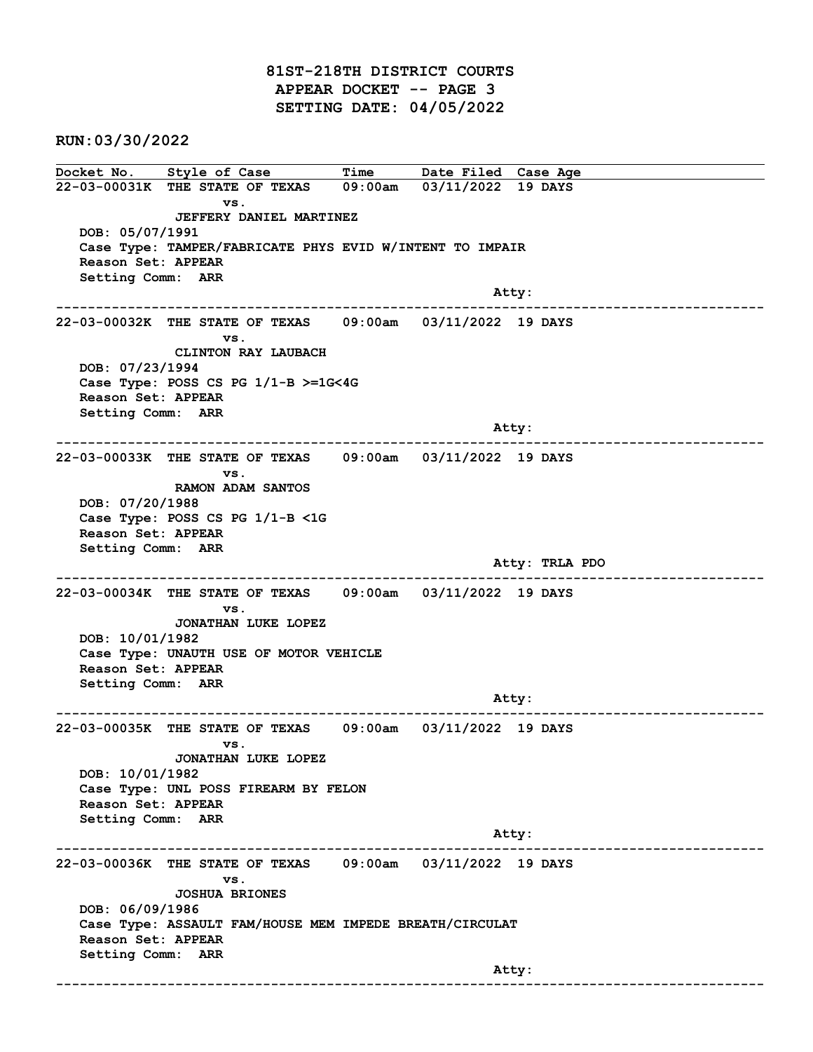# 81ST-218TH DISTRICT COURTS
## APPEAR DOCKET -- PAGE 3
## SETTING DATE: 04/05/2022

**RUN:03/30/2022**

| Docket No. | Style of Case | Time | Date Filed | Case Age |
|---|---|---|---|---|
| 22-03-00031K | THE STATE OF TEXAS vs. JEFFERY DANIEL MARTINEZ | 09:00am | 03/11/2022 | 19 DAYS |

DOB: 05/07/1991
Case Type: TAMPER/FABRICATE PHYS EVID W/INTENT TO IMPAIR
Reason Set: APPEAR
Setting Comm: ARR
Atty:

---

| Docket No. | Style of Case | Time | Date Filed | Case Age |
|---|---|---|---|---|
| 22-03-00032K | THE STATE OF TEXAS vs. CLINTON RAY LAUBACH | 09:00am | 03/11/2022 | 19 DAYS |

DOB: 07/23/1994
Case Type: POSS CS PG 1/1-B >=1G<4G
Reason Set: APPEAR
Setting Comm: ARR
Atty:

---

| Docket No. | Style of Case | Time | Date Filed | Case Age |
|---|---|---|---|---|
| 22-03-00033K | THE STATE OF TEXAS vs. RAMON ADAM SANTOS | 09:00am | 03/11/2022 | 19 DAYS |

DOB: 07/20/1988
Case Type: POSS CS PG 1/1-B <1G
Reason Set: APPEAR
Setting Comm: ARR
Atty: TRLA PDO

---

| Docket No. | Style of Case | Time | Date Filed | Case Age |
|---|---|---|---|---|
| 22-03-00034K | THE STATE OF TEXAS vs. JONATHAN LUKE LOPEZ | 09:00am | 03/11/2022 | 19 DAYS |

DOB: 10/01/1982
Case Type: UNAUTH USE OF MOTOR VEHICLE
Reason Set: APPEAR
Setting Comm: ARR
Atty:

---

| Docket No. | Style of Case | Time | Date Filed | Case Age |
|---|---|---|---|---|
| 22-03-00035K | THE STATE OF TEXAS vs. JONATHAN LUKE LOPEZ | 09:00am | 03/11/2022 | 19 DAYS |

DOB: 10/01/1982
Case Type: UNL POSS FIREARM BY FELON
Reason Set: APPEAR
Setting Comm: ARR
Atty:

---

| Docket No. | Style of Case | Time | Date Filed | Case Age |
|---|---|---|---|---|
| 22-03-00036K | THE STATE OF TEXAS vs. JOSHUA BRIONES | 09:00am | 03/11/2022 | 19 DAYS |

DOB: 06/09/1986
Case Type: ASSAULT FAM/HOUSE MEM IMPEDE BREATH/CIRCULAT
Reason Set: APPEAR
Setting Comm: ARR
Atty:

---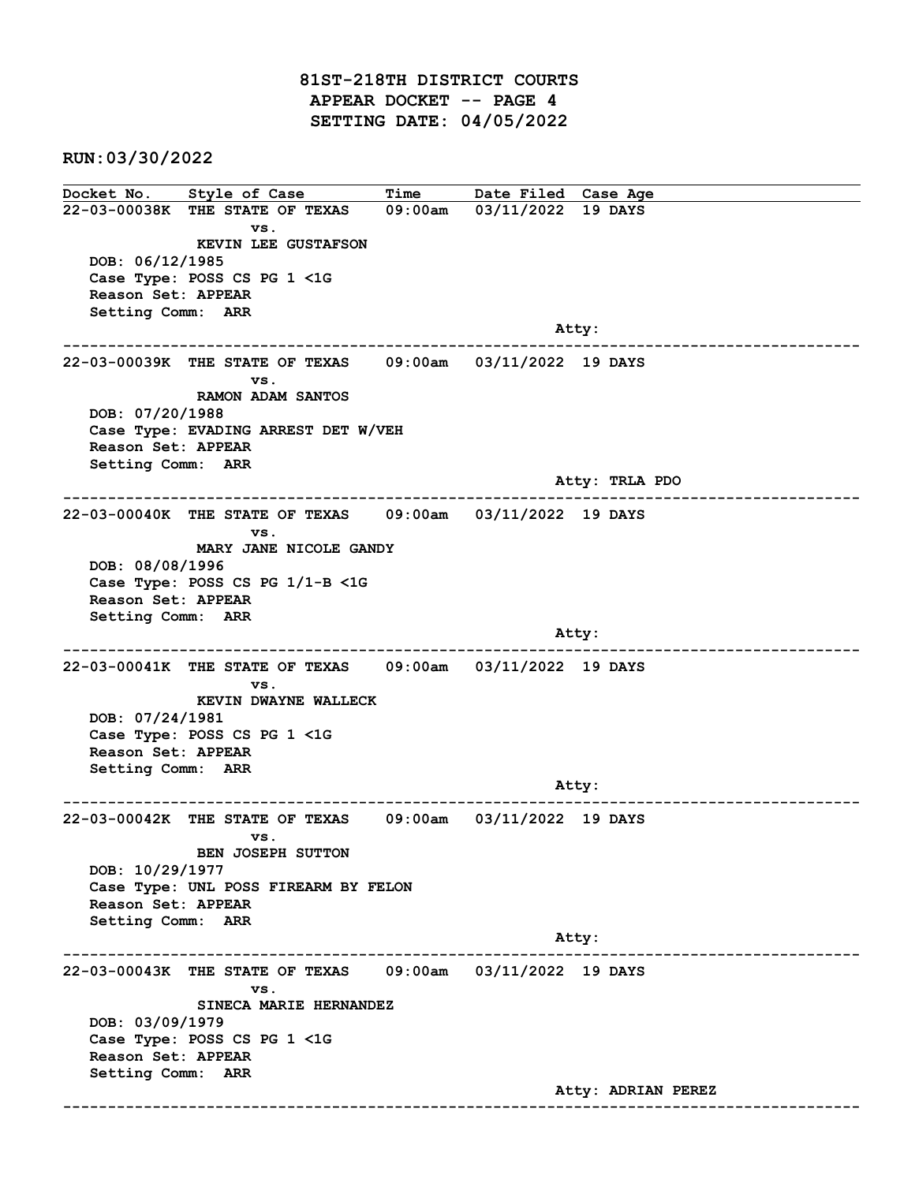# 81ST-218TH DISTRICT COURTS
## APPEAR DOCKET -- PAGE 4
## SETTING DATE: 04/05/2022

**RUN:03/30/2022**

| Docket No. | Style of Case | Time | Date Filed | Case Age |
|---|---|---|---|---|

---

**22-03-00038K** THE STATE OF TEXAS vs. KEVIN LEE GUSTAFSON — 09:00am — 03/11/2022 — 19 DAYS

DOB: 06/12/1985
Case Type: POSS CS PG 1 <1G
Reason Set: APPEAR
Setting Comm: ARR
Atty:

---

**22-03-00039K** THE STATE OF TEXAS vs. RAMON ADAM SANTOS — 09:00am — 03/11/2022 — 19 DAYS

DOB: 07/20/1988
Case Type: EVADING ARREST DET W/VEH
Reason Set: APPEAR
Setting Comm: ARR
Atty: TRLA PDO

---

**22-03-00040K** THE STATE OF TEXAS vs. MARY JANE NICOLE GANDY — 09:00am — 03/11/2022 — 19 DAYS

DOB: 08/08/1996
Case Type: POSS CS PG 1/1-B <1G
Reason Set: APPEAR
Setting Comm: ARR
Atty:

---

**22-03-00041K** THE STATE OF TEXAS vs. KEVIN DWAYNE WALLECK — 09:00am — 03/11/2022 — 19 DAYS

DOB: 07/24/1981
Case Type: POSS CS PG 1 <1G
Reason Set: APPEAR
Setting Comm: ARR
Atty:

---

**22-03-00042K** THE STATE OF TEXAS vs. BEN JOSEPH SUTTON — 09:00am — 03/11/2022 — 19 DAYS

DOB: 10/29/1977
Case Type: UNL POSS FIREARM BY FELON
Reason Set: APPEAR
Setting Comm: ARR
Atty:

---

**22-03-00043K** THE STATE OF TEXAS vs. SINECA MARIE HERNANDEZ — 09:00am — 03/11/2022 — 19 DAYS

DOB: 03/09/1979
Case Type: POSS CS PG 1 <1G
Reason Set: APPEAR
Setting Comm: ARR
Atty: ADRIAN PEREZ

---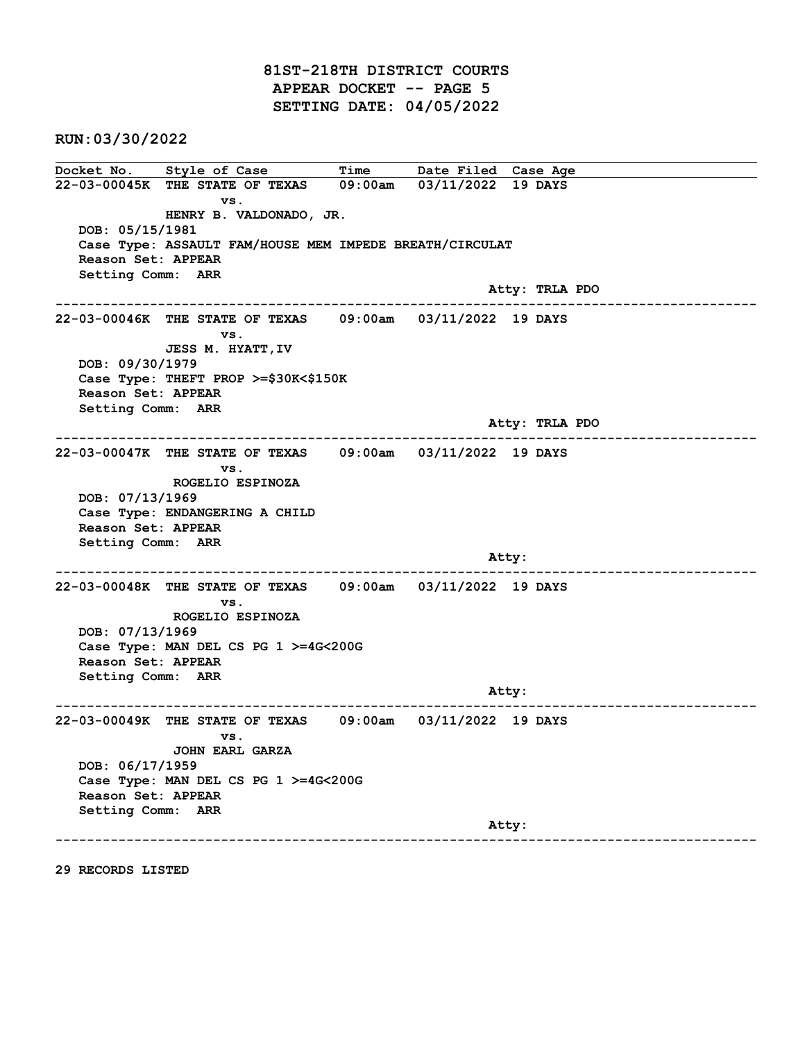# 81ST-218TH DISTRICT COURTS
## APPEAR DOCKET -- PAGE 5
## SETTING DATE: 04/05/2022

**RUN:03/30/2022**

| Docket No. | Style of Case | Time | Date Filed | Case Age |
|---|---|---|---|---|

**22-03-00045K** THE STATE OF TEXAS 09:00am 03/11/2022 19 DAYS
vs.
HENRY B. VALDONADO, JR.
DOB: 05/15/1981
Case Type: ASSAULT FAM/HOUSE MEM IMPEDE BREATH/CIRCULAT
Reason Set: APPEAR
Setting Comm: ARR
Atty: TRLA PDO

---

**22-03-00046K** THE STATE OF TEXAS 09:00am 03/11/2022 19 DAYS
vs.
JESS M. HYATT,IV
DOB: 09/30/1979
Case Type: THEFT PROP >=$30K<$150K
Reason Set: APPEAR
Setting Comm: ARR
Atty: TRLA PDO

---

**22-03-00047K** THE STATE OF TEXAS 09:00am 03/11/2022 19 DAYS
vs.
ROGELIO ESPINOZA
DOB: 07/13/1969
Case Type: ENDANGERING A CHILD
Reason Set: APPEAR
Setting Comm: ARR
Atty:

---

**22-03-00048K** THE STATE OF TEXAS 09:00am 03/11/2022 19 DAYS
vs.
ROGELIO ESPINOZA
DOB: 07/13/1969
Case Type: MAN DEL CS PG 1 >=4G<200G
Reason Set: APPEAR
Setting Comm: ARR
Atty:

---

**22-03-00049K** THE STATE OF TEXAS 09:00am 03/11/2022 19 DAYS
vs.
JOHN EARL GARZA
DOB: 06/17/1959
Case Type: MAN DEL CS PG 1 >=4G<200G
Reason Set: APPEAR
Setting Comm: ARR
Atty:

---

29 RECORDS LISTED